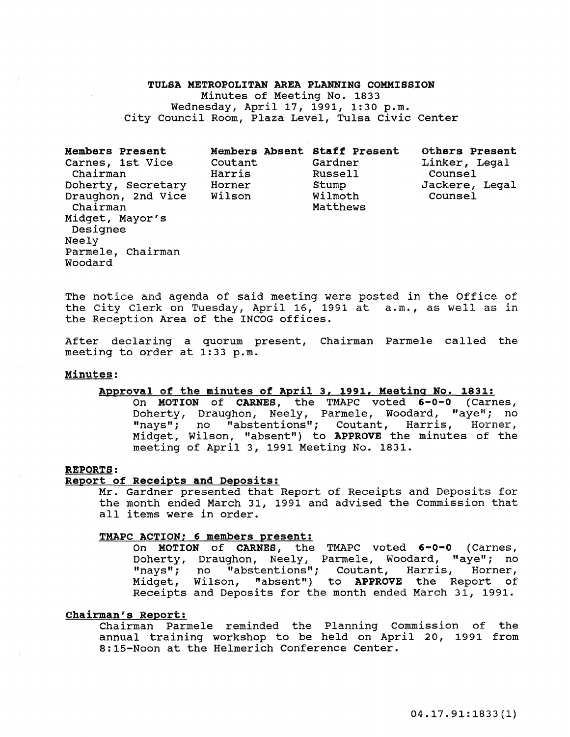# TULSA METROPOLITAN AREA PLANNING COMMISSION

Minutes of Meeting No. 1833
Wednesday, April 17, 1991, 1:30 p.m.
City Council Room, Plaza Level, Tulsa Civic Center

| Members Present | Members Absent | Staff Present | Others Present |
|---|---|---|---|
| Carnes, 1st Vice Chairman | Coutant | Gardner | Linker, Legal Counsel |
| Doherty, Secretary | Harris | Russell | Jackere, Legal Counsel |
| Draughon, 2nd Vice Chairman | Horner | Stump | |
| Midget, Mayor's Designee | Wilson | Wilmoth | |
| Neely | | Matthews | |
| Parmele, Chairman | | | |
| Woodard | | | |

The notice and agenda of said meeting were posted in the Office of the City Clerk on Tuesday, April 16, 1991 at a.m., as well as in the Reception Area of the INCOG offices.

After declaring a quorum present, Chairman Parmele called the meeting to order at 1:33 p.m.

**Minutes:**

**Approval of the minutes of April 3, 1991, Meeting No. 1831:**

On **MOTION** of **CARNES**, the TMAPC voted **6-0-0** (Carnes, Doherty, Draughon, Neely, Parmele, Woodard, "aye"; no "nays"; no "abstentions"; Coutant, Harris, Horner, Midget, Wilson, "absent") to **APPROVE** the minutes of the meeting of April 3, 1991 Meeting No. 1831.

**REPORTS:**

**Report of Receipts and Deposits:**

Mr. Gardner presented that Report of Receipts and Deposits for the month ended March 31, 1991 and advised the Commission that all items were in order.

**TMAPC ACTION; 6 members present:**

On **MOTION** of **CARNES**, the TMAPC voted **6-0-0** (Carnes, Doherty, Draughon, Neely, Parmele, Woodard, "aye"; no "nays"; no "abstentions"; Coutant, Harris, Horner, Midget, Wilson, "absent") to **APPROVE** the Report of Receipts and Deposits for the month ended March 31, 1991.

**Chairman's Report:**

Chairman Parmele reminded the Planning Commission of the annual training workshop to be held on April 20, 1991 from 8:15-Noon at the Helmerich Conference Center.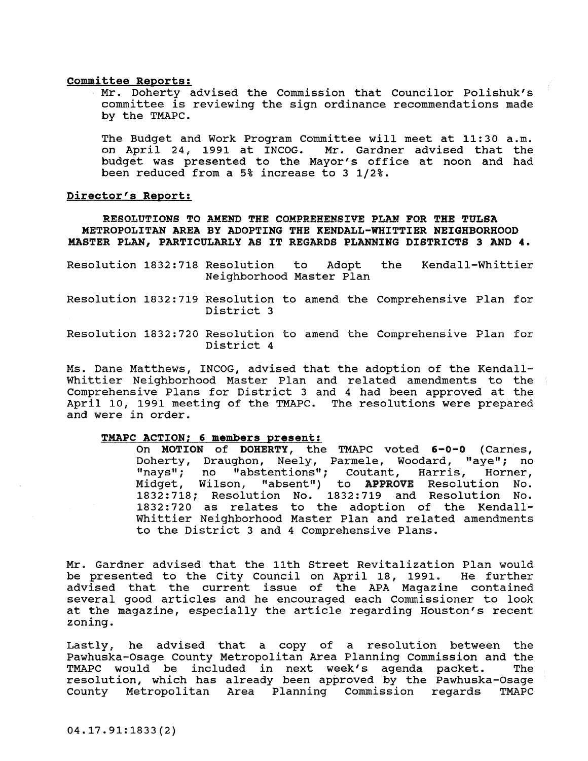**Committee Reports:**

Mr. Doherty advised the Commission that Councilor Polishuk's committee is reviewing the sign ordinance recommendations made by the TMAPC.

The Budget and Work Program Committee will meet at 11:30 a.m. on April 24, 1991 at INCOG. Mr. Gardner advised that the budget was presented to the Mayor's office at noon and had been reduced from a 5% increase to 3 1/2%.

**Director's Report:**

**RESOLUTIONS TO AMEND THE COMPREHENSIVE PLAN FOR THE TULSA METROPOLITAN AREA BY ADOPTING THE KENDALL-WHITTIER NEIGHBORHOOD MASTER PLAN, PARTICULARLY AS IT REGARDS PLANNING DISTRICTS 3 AND 4.**

Resolution 1832:718 Resolution to Adopt the Kendall-Whittier Neighborhood Master Plan

Resolution 1832:719 Resolution to amend the Comprehensive Plan for District 3

Resolution 1832:720 Resolution to amend the Comprehensive Plan for District 4

Ms. Dane Matthews, INCOG, advised that the adoption of the Kendall-Whittier Neighborhood Master Plan and related amendments to the Comprehensive Plans for District 3 and 4 had been approved at the April 10, 1991 meeting of the TMAPC. The resolutions were prepared and were in order.

**TMAPC ACTION; 6 members present:**

On **MOTION** of **DOHERTY**, the TMAPC voted **6-0-0** (Carnes, Doherty, Draughon, Neely, Parmele, Woodard, "aye"; no "nays"; no "abstentions"; Coutant, Harris, Horner, Midget, Wilson, "absent") to **APPROVE** Resolution No. 1832:718; Resolution No. 1832:719 and Resolution No. 1832:720 as relates to the adoption of the Kendall-Whittier Neighborhood Master Plan and related amendments to the District 3 and 4 Comprehensive Plans.

Mr. Gardner advised that the 11th Street Revitalization Plan would be presented to the City Council on April 18, 1991. He further advised that the current issue of the APA Magazine contained several good articles and he encouraged each Commissioner to look at the magazine, especially the article regarding Houston's recent zoning.

Lastly, he advised that a copy of a resolution between the Pawhuska-Osage County Metropolitan Area Planning Commission and the TMAPC would be included in next week's agenda packet. The resolution, which has already been approved by the Pawhuska-Osage County Metropolitan Area Planning Commission regards TMAPC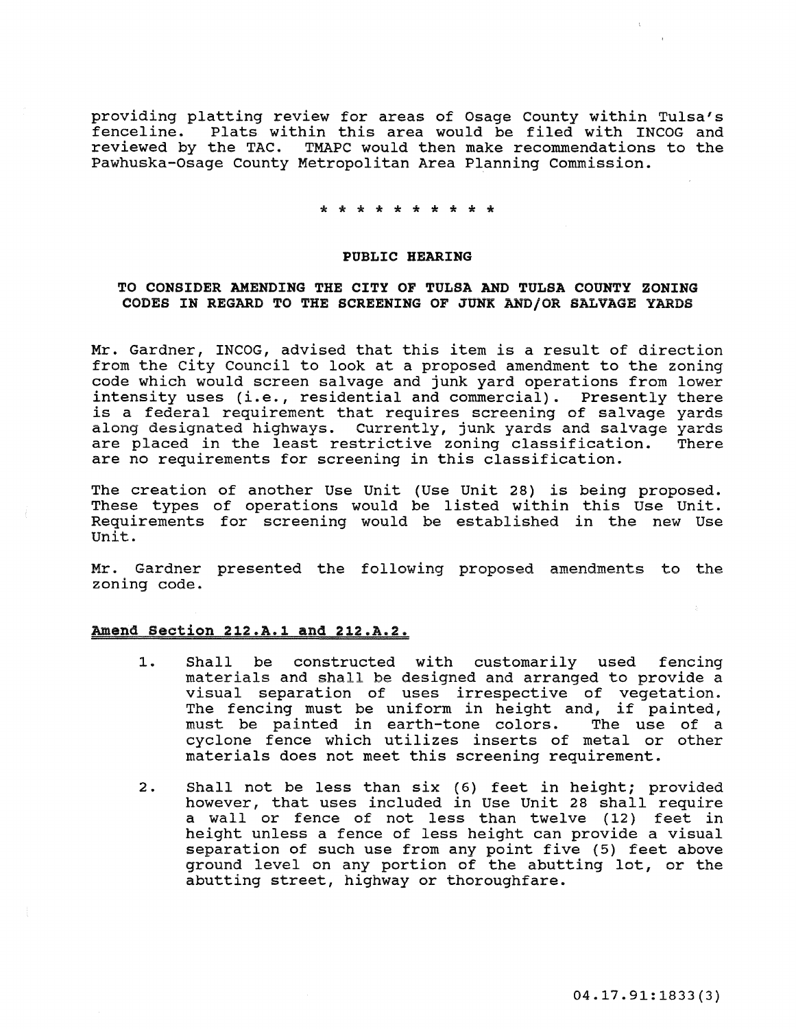providing platting review for areas of Osage County within Tulsa's fenceline. Plats within this area would be filed with INCOG and reviewed by the TAC. TMAPC would then make recommendations to the Pawhuska-Osage County Metropolitan Area Planning Commission.

* * * * * * * * * * *

**PUBLIC HEARING**

**TO CONSIDER AMENDING THE CITY OF TULSA AND TULSA COUNTY ZONING CODES IN REGARD TO THE SCREENING OF JUNK AND/OR SALVAGE YARDS**

Mr. Gardner, INCOG, advised that this item is a result of direction from the City Council to look at a proposed amendment to the zoning code which would screen salvage and junk yard operations from lower intensity uses (i.e., residential and commercial). Presently there is a federal requirement that requires screening of salvage yards along designated highways. Currently, junk yards and salvage yards are placed in the least restrictive zoning classification. There are no requirements for screening in this classification.

The creation of another Use Unit (Use Unit 28) is being proposed. These types of operations would be listed within this Use Unit. Requirements for screening would be established in the new Use Unit.

Mr. Gardner presented the following proposed amendments to the zoning code.

**Amend Section 212.A.1 and 212.A.2.**

1. Shall be constructed with customarily used fencing materials and shall be designed and arranged to provide a visual separation of uses irrespective of vegetation. The fencing must be uniform in height and, if painted, must be painted in earth-tone colors. The use of a cyclone fence which utilizes inserts of metal or other materials does not meet this screening requirement.

2. Shall not be less than six (6) feet in height; provided however, that uses included in Use Unit 28 shall require a wall or fence of not less than twelve (12) feet in height unless a fence of less height can provide a visual separation of such use from any point five (5) feet above ground level on any portion of the abutting lot, or the abutting street, highway or thoroughfare.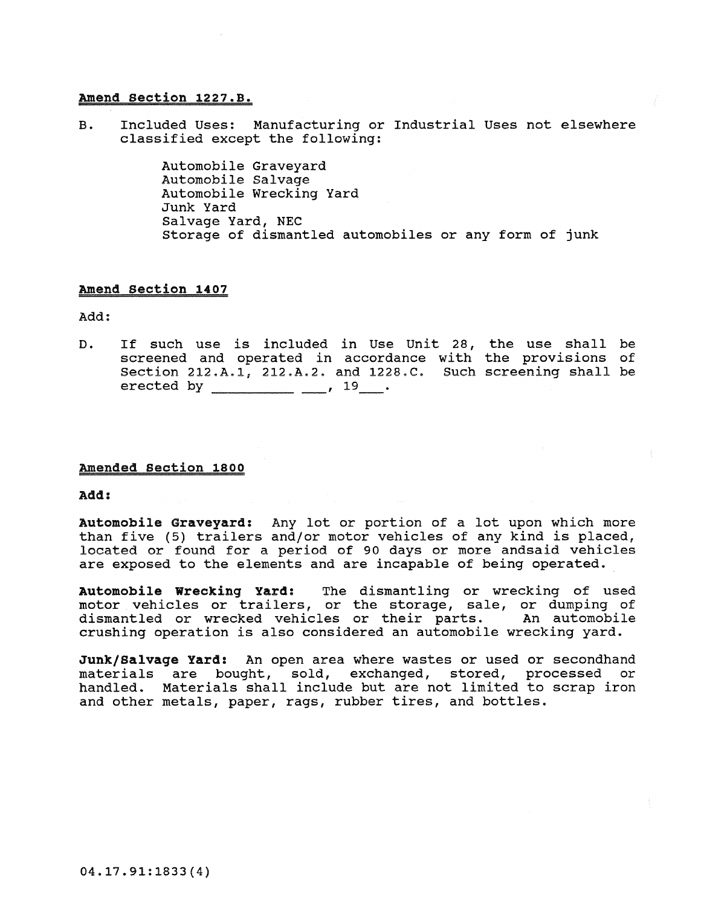**Amend Section 1227.B.**

B. Included Uses: Manufacturing or Industrial Uses not elsewhere classified except the following:

Automobile Graveyard
Automobile Salvage
Automobile Wrecking Yard
Junk Yard
Salvage Yard, NEC
Storage of dismantled automobiles or any form of junk

**Amend Section 1407**

Add:

D. If such use is included in Use Unit 28, the use shall be screened and operated in accordance with the provisions of Section 212.A.1, 212.A.2. and 1228.C. Such screening shall be erected by __________ ___, 19___.

**Amended Section 1800**

**Add:**

**Automobile Graveyard:** Any lot or portion of a lot upon which more than five (5) trailers and/or motor vehicles of any kind is placed, located or found for a period of 90 days or more andsaid vehicles are exposed to the elements and are incapable of being operated.

**Automobile Wrecking Yard:** The dismantling or wrecking of used motor vehicles or trailers, or the storage, sale, or dumping of dismantled or wrecked vehicles or their parts. An automobile crushing operation is also considered an automobile wrecking yard.

**Junk/Salvage Yard:** An open area where wastes or used or secondhand materials are bought, sold, exchanged, stored, processed or handled. Materials shall include but are not limited to scrap iron and other metals, paper, rags, rubber tires, and bottles.

04.17.91:1833(4)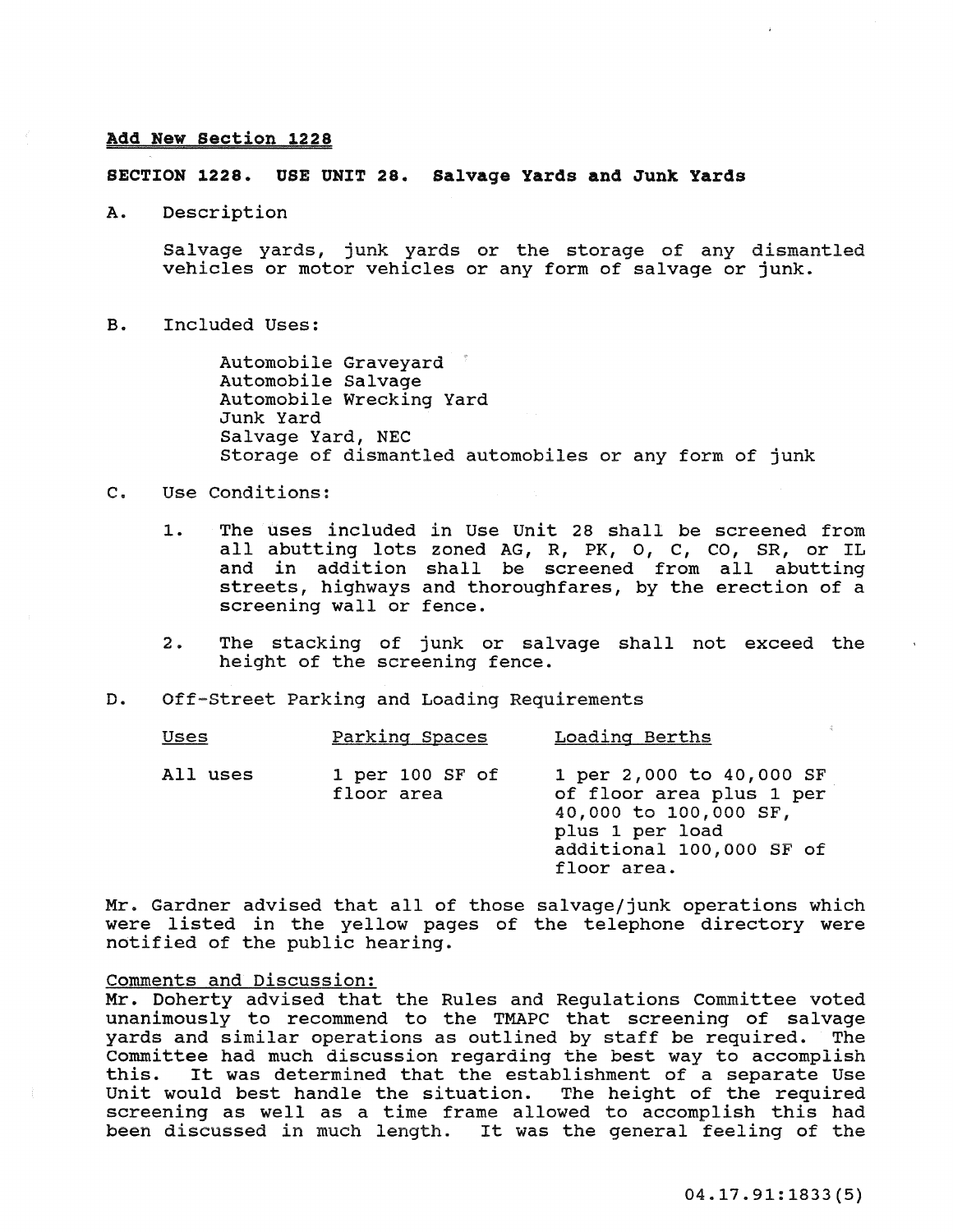**Add New Section 1228**

**SECTION 1228. USE UNIT 28. Salvage Yards and Junk Yards**

A. Description

Salvage yards, junk yards or the storage of any dismantled vehicles or motor vehicles or any form of salvage or junk.

B. Included Uses:

Automobile Graveyard
Automobile Salvage
Automobile Wrecking Yard
Junk Yard
Salvage Yard, NEC
Storage of dismantled automobiles or any form of junk

C. Use Conditions:

1. The uses included in Use Unit 28 shall be screened from all abutting lots zoned AG, R, PK, O, C, CO, SR, or IL and in addition shall be screened from all abutting streets, highways and thoroughfares, by the erection of a screening wall or fence.

2. The stacking of junk or salvage shall not exceed the height of the screening fence.

D. Off-Street Parking and Loading Requirements

| Uses | Parking Spaces | Loading Berths |
|---|---|---|
| All uses | 1 per 100 SF of floor area | 1 per 2,000 to 40,000 SF of floor area plus 1 per 40,000 to 100,000 SF, plus 1 per load additional 100,000 SF of floor area. |

Mr. Gardner advised that all of those salvage/junk operations which were listed in the yellow pages of the telephone directory were notified of the public hearing.

Comments and Discussion:
Mr. Doherty advised that the Rules and Regulations Committee voted unanimously to recommend to the TMAPC that screening of salvage yards and similar operations as outlined by staff be required. The Committee had much discussion regarding the best way to accomplish this. It was determined that the establishment of a separate Use Unit would best handle the situation. The height of the required screening as well as a time frame allowed to accomplish this had been discussed in much length. It was the general feeling of the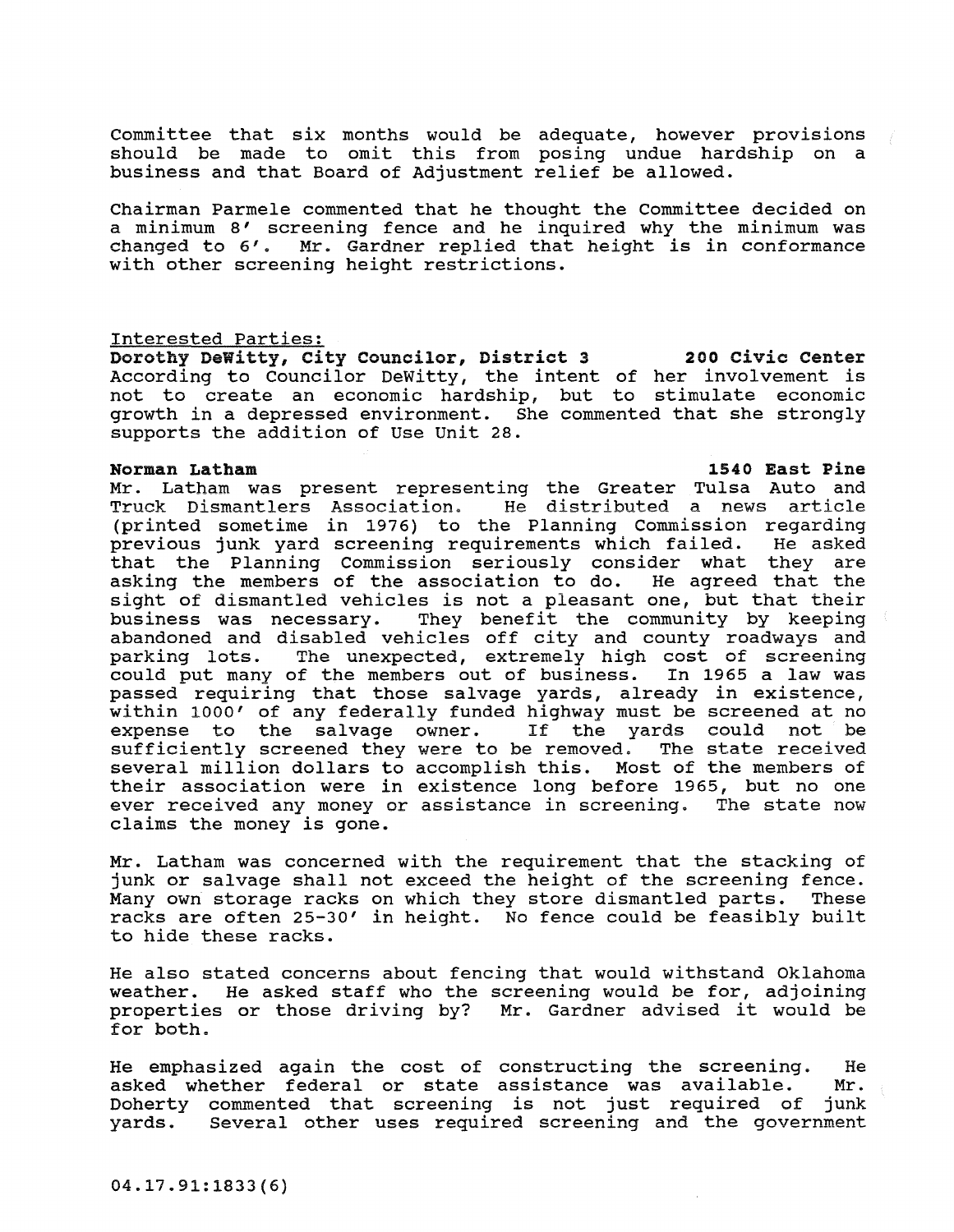Committee that six months would be adequate, however provisions should be made to omit this from posing undue hardship on a business and that Board of Adjustment relief be allowed.

Chairman Parmele commented that he thought the Committee decided on a minimum 8' screening fence and he inquired why the minimum was changed to 6'. Mr. Gardner replied that height is in conformance with other screening height restrictions.

Interested Parties:

**Dorothy DeWitty, City Councilor, District 3 — 200 Civic Center**

According to Councilor DeWitty, the intent of her involvement is not to create an economic hardship, but to stimulate economic growth in a depressed environment. She commented that she strongly supports the addition of Use Unit 28.

**Norman Latham — 1540 East Pine**

Mr. Latham was present representing the Greater Tulsa Auto and Truck Dismantlers Association. He distributed a news article (printed sometime in 1976) to the Planning Commission regarding previous junk yard screening requirements which failed. He asked that the Planning Commission seriously consider what they are asking the members of the association to do. He agreed that the sight of dismantled vehicles is not a pleasant one, but that their business was necessary. They benefit the community by keeping abandoned and disabled vehicles off city and county roadways and parking lots. The unexpected, extremely high cost of screening could put many of the members out of business. In 1965 a law was passed requiring that those salvage yards, already in existence, within 1000' of any federally funded highway must be screened at no expense to the salvage owner. If the yards could not be sufficiently screened they were to be removed. The state received several million dollars to accomplish this. Most of the members of their association were in existence long before 1965, but no one ever received any money or assistance in screening. The state now claims the money is gone.

Mr. Latham was concerned with the requirement that the stacking of junk or salvage shall not exceed the height of the screening fence. Many own storage racks on which they store dismantled parts. These racks are often 25-30' in height. No fence could be feasibly built to hide these racks.

He also stated concerns about fencing that would withstand Oklahoma weather. He asked staff who the screening would be for, adjoining properties or those driving by? Mr. Gardner advised it would be for both.

He emphasized again the cost of constructing the screening. He asked whether federal or state assistance was available. Mr. Doherty commented that screening is not just required of junk yards. Several other uses required screening and the government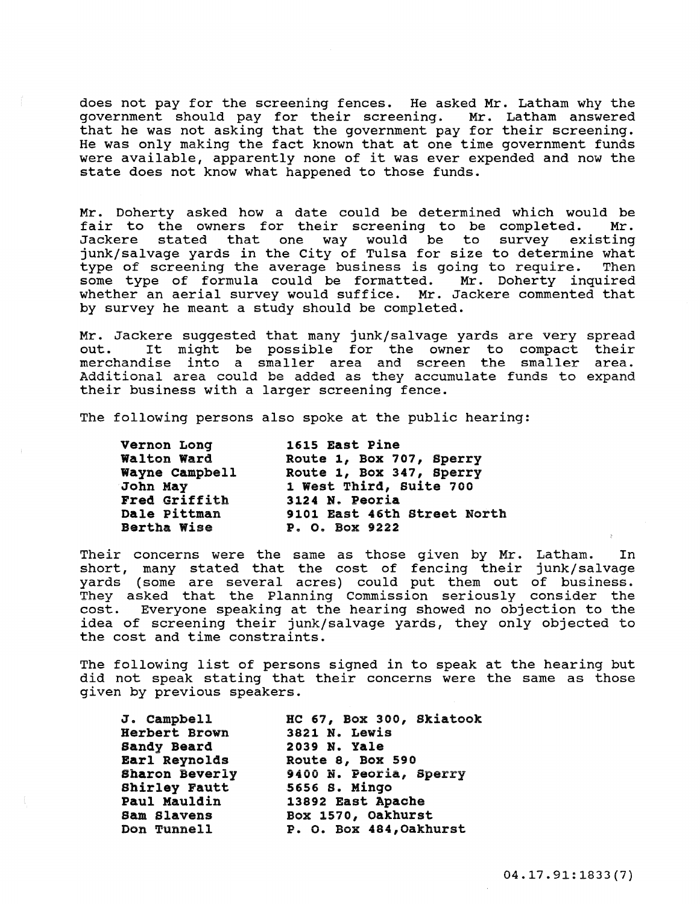does not pay for the screening fences. He asked Mr. Latham why the government should pay for their screening. Mr. Latham answered that he was not asking that the government pay for their screening. He was only making the fact known that at one time government funds were available, apparently none of it was ever expended and now the state does not know what happened to those funds.

Mr. Doherty asked how a date could be determined which would be fair to the owners for their screening to be completed. Mr. Jackere stated that one way would be to survey existing junk/salvage yards in the City of Tulsa for size to determine what type of screening the average business is going to require. Then some type of formula could be formatted. Mr. Doherty inquired whether an aerial survey would suffice. Mr. Jackere commented that by survey he meant a study should be completed.

Mr. Jackere suggested that many junk/salvage yards are very spread out. It might be possible for the owner to compact their merchandise into a smaller area and screen the smaller area. Additional area could be added as they accumulate funds to expand their business with a larger screening fence.

The following persons also spoke at the public hearing:

| | |
|---|---|
| **Vernon Long** | **1615 East Pine** |
| **Walton Ward** | **Route 1, Box 707, Sperry** |
| **Wayne Campbell** | **Route 1, Box 347, Sperry** |
| **John May** | **1 West Third, Suite 700** |
| **Fred Griffith** | **3124 N. Peoria** |
| **Dale Pittman** | **9101 East 46th Street North** |
| **Bertha Wise** | **P. O. Box 9222** |

Their concerns were the same as those given by Mr. Latham. In short, many stated that the cost of fencing their junk/salvage yards (some are several acres) could put them out of business. They asked that the Planning Commission seriously consider the cost. Everyone speaking at the hearing showed no objection to the idea of screening their junk/salvage yards, they only objected to the cost and time constraints.

The following list of persons signed in to speak at the hearing but did not speak stating that their concerns were the same as those given by previous speakers.

| | |
|---|---|
| **J. Campbell** | **HC 67, Box 300, Skiatook** |
| **Herbert Brown** | **3821 N. Lewis** |
| **Sandy Beard** | **2039 N. Yale** |
| **Earl Reynolds** | **Route 8, Box 590** |
| **Sharon Beverly** | **9400 N. Peoria, Sperry** |
| **Shirley Fautt** | **5656 S. Mingo** |
| **Paul Mauldin** | **13892 East Apache** |
| **Sam Slavens** | **Box 1570, Oakhurst** |
| **Don Tunnell** | **P. O. Box 484,Oakhurst** |

04.17.91:1833(7)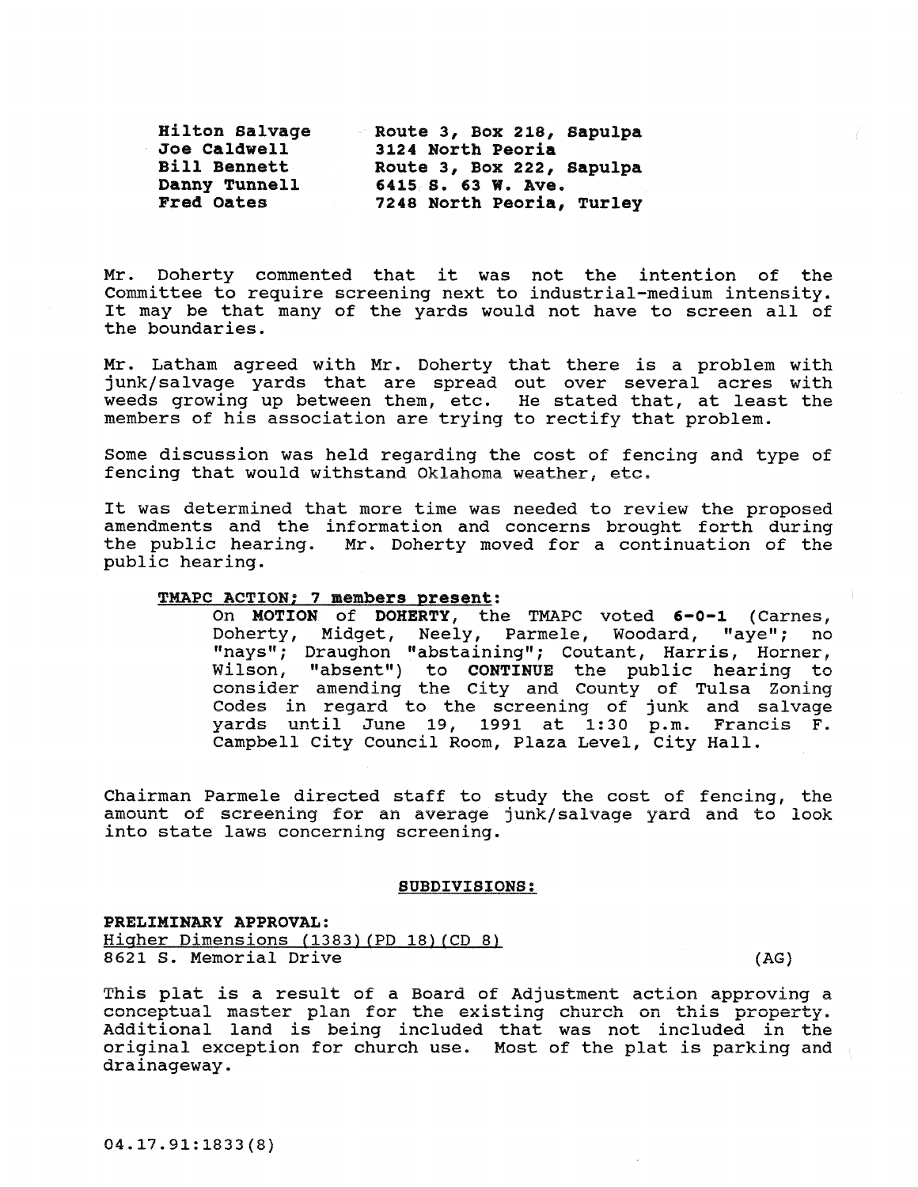| | |
|---|---|
| **Hilton Salvage** | **Route 3, Box 218, Sapulpa** |
| **Joe Caldwell** | **3124 North Peoria** |
| **Bill Bennett** | **Route 3, Box 222, Sapulpa** |
| **Danny Tunnell** | **6415 S. 63 W. Ave.** |
| **Fred Oates** | **7248 North Peoria, Turley** |

Mr. Doherty commented that it was not the intention of the Committee to require screening next to industrial-medium intensity. It may be that many of the yards would not have to screen all of the boundaries.

Mr. Latham agreed with Mr. Doherty that there is a problem with junk/salvage yards that are spread out over several acres with weeds growing up between them, etc. He stated that, at least the members of his association are trying to rectify that problem.

Some discussion was held regarding the cost of fencing and type of fencing that would withstand Oklahoma weather, etc.

It was determined that more time was needed to review the proposed amendments and the information and concerns brought forth during the public hearing. Mr. Doherty moved for a continuation of the public hearing.

**TMAPC ACTION; 7 members present:**

On **MOTION** of **DOHERTY**, the TMAPC voted **6-0-1** (Carnes, Doherty, Midget, Neely, Parmele, Woodard, "aye"; no "nays"; Draughon "abstaining"; Coutant, Harris, Horner, Wilson, "absent") to **CONTINUE** the public hearing to consider amending the City and County of Tulsa Zoning Codes in regard to the screening of junk and salvage yards until June 19, 1991 at 1:30 p.m. Francis F. Campbell City Council Room, Plaza Level, City Hall.

Chairman Parmele directed staff to study the cost of fencing, the amount of screening for an average junk/salvage yard and to look into state laws concerning screening.

**SUBDIVISIONS:**

**PRELIMINARY APPROVAL:**

Higher Dimensions (1383)(PD 18)(CD 8)
8621 S. Memorial Drive (AG)

This plat is a result of a Board of Adjustment action approving a conceptual master plan for the existing church on this property. Additional land is being included that was not included in the original exception for church use. Most of the plat is parking and drainageway.

04.17.91:1833(8)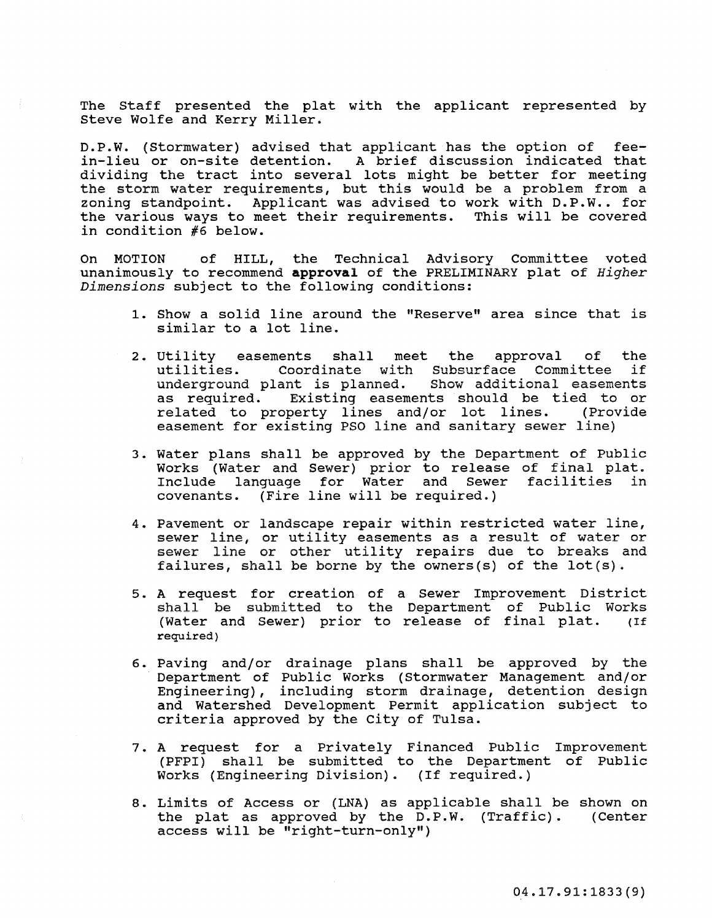The Staff presented the plat with the applicant represented by Steve Wolfe and Kerry Miller.

D.P.W. (Stormwater) advised that applicant has the option of fee-in-lieu or on-site detention. A brief discussion indicated that dividing the tract into several lots might be better for meeting the storm water requirements, but this would be a problem from a zoning standpoint. Applicant was advised to work with D.P.W.. for the various ways to meet their requirements. This will be covered in condition #6 below.

On MOTION of HILL, the Technical Advisory Committee voted unanimously to recommend **approval** of the PRELIMINARY plat of *Higher Dimensions* subject to the following conditions:

1. Show a solid line around the "Reserve" area since that is similar to a lot line.

2. Utility easements shall meet the approval of the utilities. Coordinate with Subsurface Committee if underground plant is planned. Show additional easements as required. Existing easements should be tied to or related to property lines and/or lot lines. (Provide easement for existing PSO line and sanitary sewer line)

3. Water plans shall be approved by the Department of Public Works (Water and Sewer) prior to release of final plat. Include language for Water and Sewer facilities in covenants. (Fire line will be required.)

4. Pavement or landscape repair within restricted water line, sewer line, or utility easements as a result of water or sewer line or other utility repairs due to breaks and failures, shall be borne by the owners(s) of the lot(s).

5. A request for creation of a Sewer Improvement District shall be submitted to the Department of Public Works (Water and Sewer) prior to release of final plat. (If required)

6. Paving and/or drainage plans shall be approved by the Department of Public Works (Stormwater Management and/or Engineering), including storm drainage, detention design and Watershed Development Permit application subject to criteria approved by the City of Tulsa.

7. A request for a Privately Financed Public Improvement (PFPI) shall be submitted to the Department of Public Works (Engineering Division). (If required.)

8. Limits of Access or (LNA) as applicable shall be shown on the plat as approved by the D.P.W. (Traffic). (Center access will be "right-turn-only")

04.17.91:1833(9)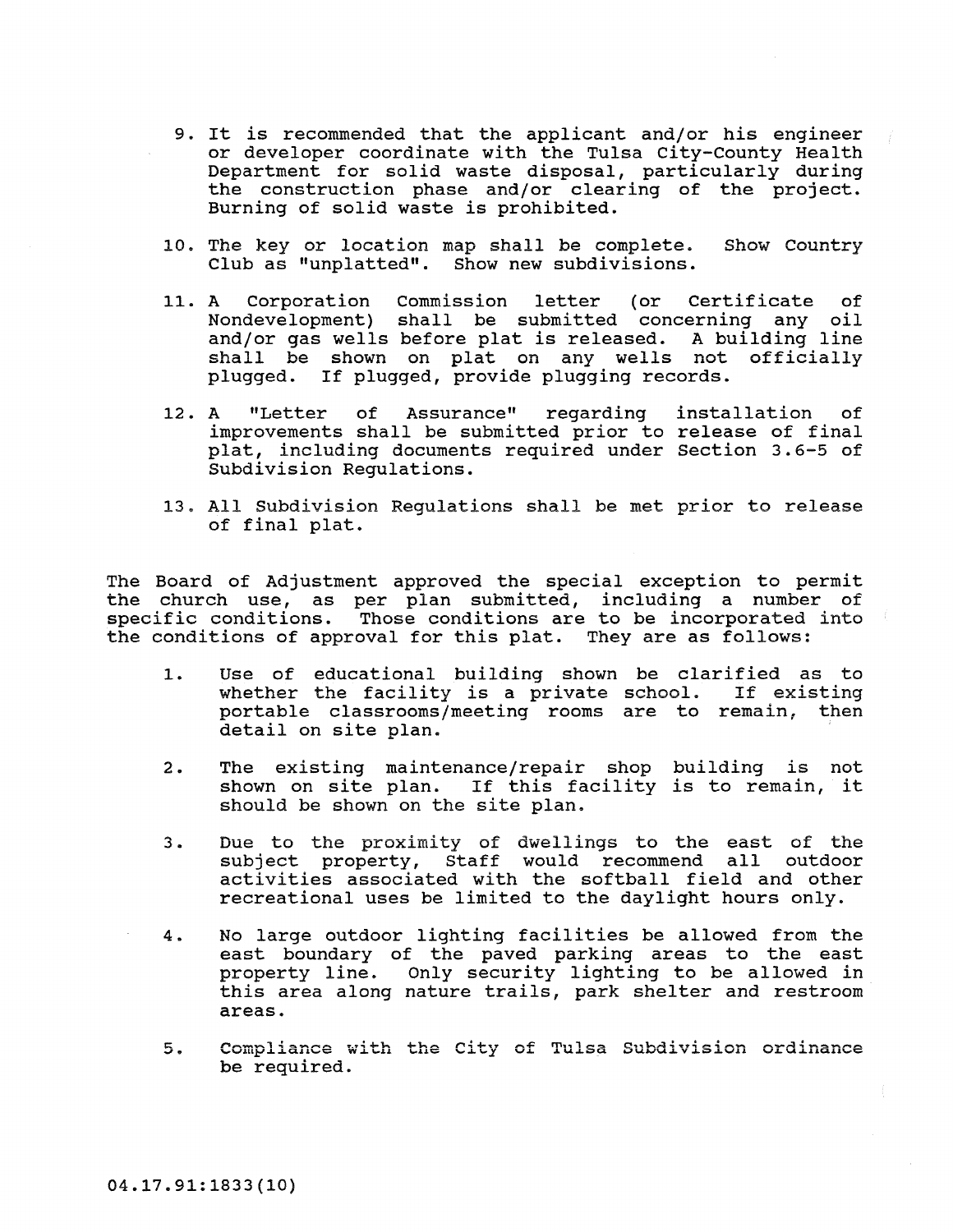9. It is recommended that the applicant and/or his engineer or developer coordinate with the Tulsa City-County Health Department for solid waste disposal, particularly during the construction phase and/or clearing of the project. Burning of solid waste is prohibited.

10. The key or location map shall be complete. Show Country Club as "unplatted". Show new subdivisions.

11. A Corporation Commission letter (or Certificate of Nondevelopment) shall be submitted concerning any oil and/or gas wells before plat is released. A building line shall be shown on plat on any wells not officially plugged. If plugged, provide plugging records.

12. A "Letter of Assurance" regarding installation of improvements shall be submitted prior to release of final plat, including documents required under Section 3.6-5 of Subdivision Regulations.

13. All Subdivision Regulations shall be met prior to release of final plat.

The Board of Adjustment approved the special exception to permit the church use, as per plan submitted, including a number of specific conditions. Those conditions are to be incorporated into the conditions of approval for this plat. They are as follows:

1. Use of educational building shown be clarified as to whether the facility is a private school. If existing portable classrooms/meeting rooms are to remain, then detail on site plan.

2. The existing maintenance/repair shop building is not shown on site plan. If this facility is to remain, it should be shown on the site plan.

3. Due to the proximity of dwellings to the east of the subject property, Staff would recommend all outdoor activities associated with the softball field and other recreational uses be limited to the daylight hours only.

4. No large outdoor lighting facilities be allowed from the east boundary of the paved parking areas to the east property line. Only security lighting to be allowed in this area along nature trails, park shelter and restroom areas.

5. Compliance with the City of Tulsa Subdivision ordinance be required.

04.17.91:1833(10)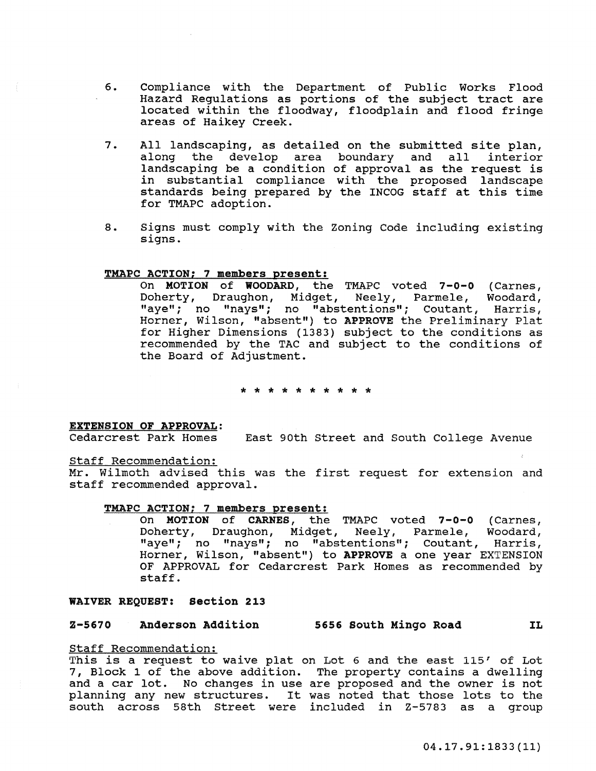6. Compliance with the Department of Public Works Flood Hazard Regulations as portions of the subject tract are located within the floodway, floodplain and flood fringe areas of Haikey Creek.

7. All landscaping, as detailed on the submitted site plan, along the develop area boundary and all interior landscaping be a condition of approval as the request is in substantial compliance with the proposed landscape standards being prepared by the INCOG staff at this time for TMAPC adoption.

8. Signs must comply with the Zoning Code including existing signs.

**TMAPC ACTION; 7 members present:**

On **MOTION** of **WOODARD**, the TMAPC voted **7-0-0** (Carnes, Doherty, Draughon, Midget, Neely, Parmele, Woodard, "aye"; no "nays"; no "abstentions"; Coutant, Harris, Horner, Wilson, "absent") to **APPROVE** the Preliminary Plat for Higher Dimensions (1383) subject to the conditions as recommended by the TAC and subject to the conditions of the Board of Adjustment.

* * * * * * * * * * *

**EXTENSION OF APPROVAL:**
Cedarcrest Park Homes    East 90th Street and South College Avenue

Staff Recommendation:
Mr. Wilmoth advised this was the first request for extension and staff recommended approval.

**TMAPC ACTION; 7 members present:**

On **MOTION** of **CARNES**, the TMAPC voted **7-0-0** (Carnes, Doherty, Draughon, Midget, Neely, Parmele, Woodard, "aye"; no "nays"; no "abstentions"; Coutant, Harris, Horner, Wilson, "absent") to **APPROVE** a one year EXTENSION OF APPROVAL for Cedarcrest Park Homes as recommended by staff.

**WAIVER REQUEST: Section 213**

**Z-5670    Anderson Addition    5656 South Mingo Road    IL**

Staff Recommendation:
This is a request to waive plat on Lot 6 and the east 115' of Lot 7, Block 1 of the above addition. The property contains a dwelling and a car lot. No changes in use are proposed and the owner is not planning any new structures. It was noted that those lots to the south across 58th Street were included in Z-5783 as a group

04.17.91:1833(11)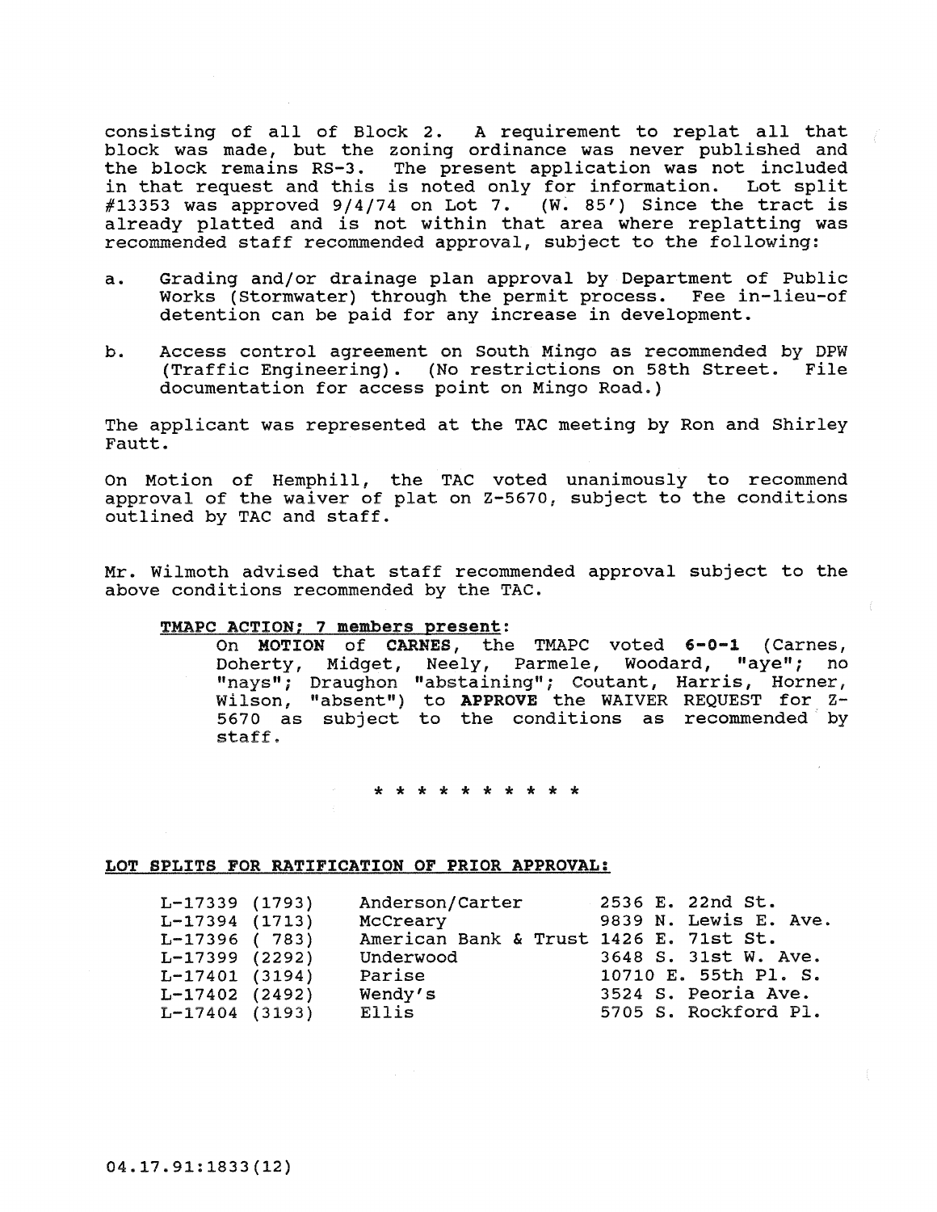consisting of all of Block 2. A requirement to replat all that block was made, but the zoning ordinance was never published and the block remains RS-3. The present application was not included in that request and this is noted only for information. Lot split #13353 was approved 9/4/74 on Lot 7. (W. 85') Since the tract is already platted and is not within that area where replatting was recommended staff recommended approval, subject to the following:

a. Grading and/or drainage plan approval by Department of Public Works (Stormwater) through the permit process. Fee in-lieu-of detention can be paid for any increase in development.

b. Access control agreement on South Mingo as recommended by DPW (Traffic Engineering). (No restrictions on 58th Street. File documentation for access point on Mingo Road.)

The applicant was represented at the TAC meeting by Ron and Shirley Fautt.

On Motion of Hemphill, the TAC voted unanimously to recommend approval of the waiver of plat on Z-5670, subject to the conditions outlined by TAC and staff.

Mr. Wilmoth advised that staff recommended approval subject to the above conditions recommended by the TAC.

**TMAPC ACTION; 7 members present:**

On **MOTION** of **CARNES**, the TMAPC voted **6-0-1** (Carnes, Doherty, Midget, Neely, Parmele, Woodard, "aye"; no "nays"; Draughon "abstaining"; Coutant, Harris, Horner, Wilson, "absent") to **APPROVE** the WAIVER REQUEST for Z-5670 as subject to the conditions as recommended by staff.

* * * * * * * * * * *

**LOT SPLITS FOR RATIFICATION OF PRIOR APPROVAL:**

| | | |
|---|---|---|
| L-17339 (1793) | Anderson/Carter | 2536 E. 22nd St. |
| L-17394 (1713) | McCreary | 9839 N. Lewis E. Ave. |
| L-17396 ( 783) | American Bank & Trust | 1426 E. 71st St. |
| L-17399 (2292) | Underwood | 3648 S. 31st W. Ave. |
| L-17401 (3194) | Parise | 10710 E. 55th Pl. S. |
| L-17402 (2492) | Wendy's | 3524 S. Peoria Ave. |
| L-17404 (3193) | Ellis | 5705 S. Rockford Pl. |

04.17.91:1833(12)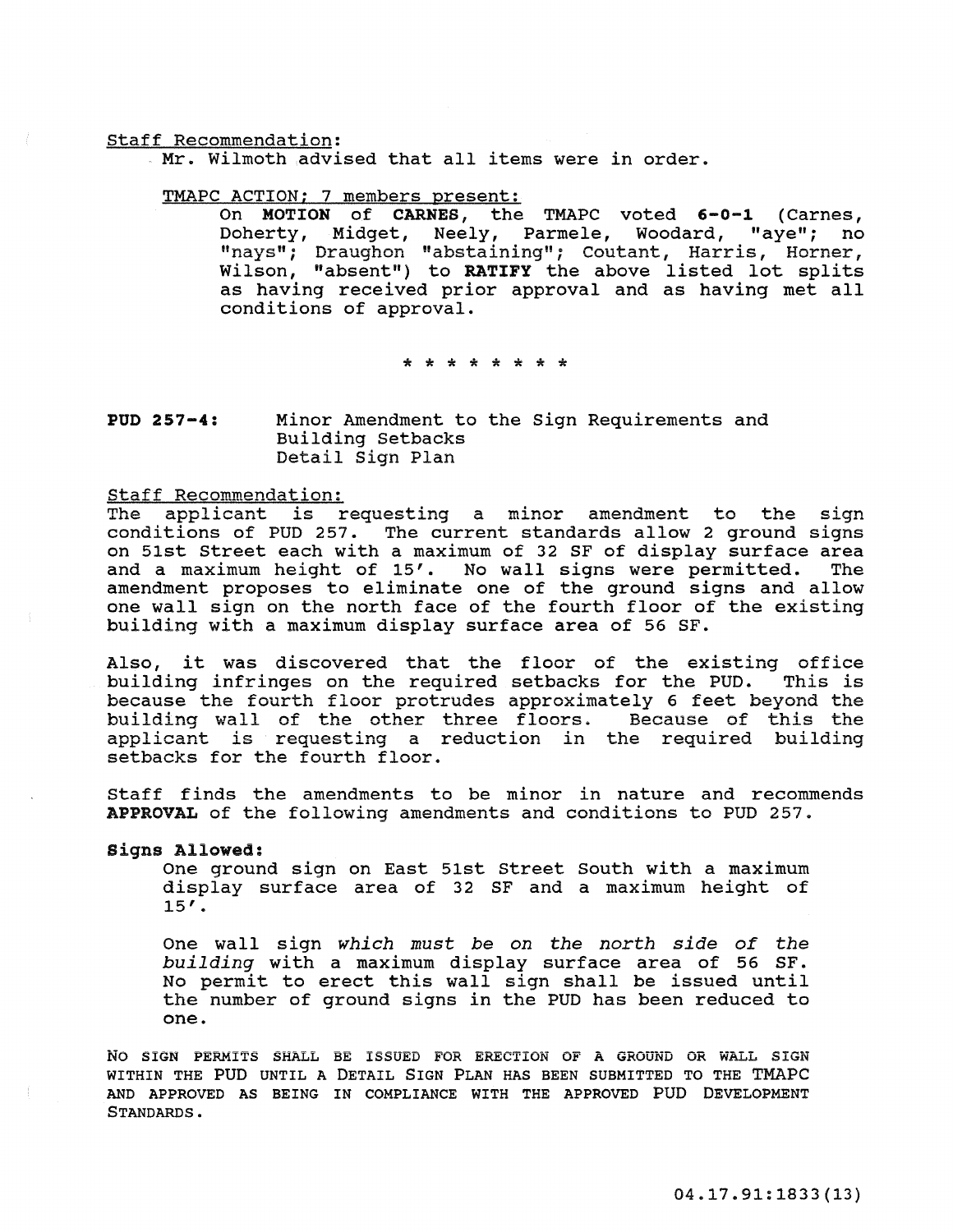Staff Recommendation:

Mr. Wilmoth advised that all items were in order.

TMAPC ACTION; 7 members present:

On **MOTION** of **CARNES**, the TMAPC voted **6-0-1** (Carnes, Doherty, Midget, Neely, Parmele, Woodard, "aye"; no "nays"; Draughon "abstaining"; Coutant, Harris, Horner, Wilson, "absent") to **RATIFY** the above listed lot splits as having received prior approval and as having met all conditions of approval.

* * * * * * * * *

**PUD 257-4:** Minor Amendment to the Sign Requirements and Building Setbacks
Detail Sign Plan

Staff Recommendation:

The applicant is requesting a minor amendment to the sign conditions of PUD 257. The current standards allow 2 ground signs on 51st Street each with a maximum of 32 SF of display surface area and a maximum height of 15'. No wall signs were permitted. The amendment proposes to eliminate one of the ground signs and allow one wall sign on the north face of the fourth floor of the existing building with a maximum display surface area of 56 SF.

Also, it was discovered that the floor of the existing office building infringes on the required setbacks for the PUD. This is because the fourth floor protrudes approximately 6 feet beyond the building wall of the other three floors. Because of this the applicant is requesting a reduction in the required building setbacks for the fourth floor.

Staff finds the amendments to be minor in nature and recommends **APPROVAL** of the following amendments and conditions to PUD 257.

**Signs Allowed:**

One ground sign on East 51st Street South with a maximum display surface area of 32 SF and a maximum height of 15'.

One wall sign *which must be on the north side of the building* with a maximum display surface area of 56 SF. No permit to erect this wall sign shall be issued until the number of ground signs in the PUD has been reduced to one.

NO SIGN PERMITS SHALL BE ISSUED FOR ERECTION OF A GROUND OR WALL SIGN WITHIN THE PUD UNTIL A DETAIL SIGN PLAN HAS BEEN SUBMITTED TO THE TMAPC AND APPROVED AS BEING IN COMPLIANCE WITH THE APPROVED PUD DEVELOPMENT STANDARDS.

04.17.91:1833(13)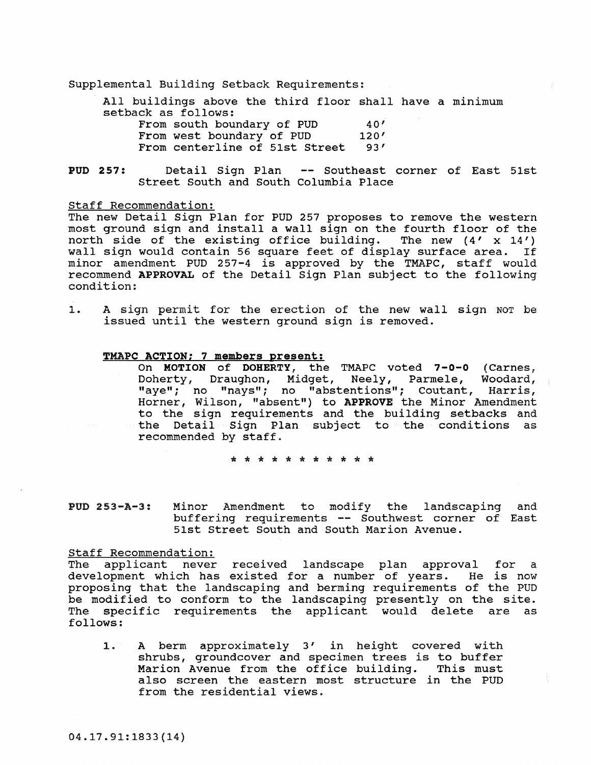Supplemental Building Setback Requirements:

All buildings above the third floor shall have a minimum setback as follows:

| | |
|---|---|
| From south boundary of PUD | 40' |
| From west boundary of PUD | 120' |
| From centerline of 51st Street | 93' |

**PUD 257:** Detail Sign Plan -- Southeast corner of East 51st Street South and South Columbia Place

Staff Recommendation:

The new Detail Sign Plan for PUD 257 proposes to remove the western most ground sign and install a wall sign on the fourth floor of the north side of the existing office building. The new (4' x 14') wall sign would contain 56 square feet of display surface area. If minor amendment PUD 257-4 is approved by the TMAPC, staff would recommend **APPROVAL** of the Detail Sign Plan subject to the following condition:

1. A sign permit for the erection of the new wall sign NOT be issued until the western ground sign is removed.

**TMAPC ACTION; 7 members present:**

On **MOTION** of **DOHERTY**, the TMAPC voted **7-0-0** (Carnes, Doherty, Draughon, Midget, Neely, Parmele, Woodard, "aye"; no "nays"; no "abstentions"; Coutant, Harris, Horner, Wilson, "absent") to **APPROVE** the Minor Amendment to the sign requirements and the building setbacks and the Detail Sign Plan subject to the conditions as recommended by staff.

\* \* \* \* \* \* \* \* \* \* \* \*

**PUD 253-A-3:** Minor Amendment to modify the landscaping and buffering requirements -- Southwest corner of East 51st Street South and South Marion Avenue.

Staff Recommendation:

The applicant never received landscape plan approval for a development which has existed for a number of years. He is now proposing that the landscaping and berming requirements of the PUD be modified to conform to the landscaping presently on the site. The specific requirements the applicant would delete are as follows:

1. A berm approximately 3' in height covered with shrubs, groundcover and specimen trees is to buffer Marion Avenue from the office building. This must also screen the eastern most structure in the PUD from the residential views.

04.17.91:1833(14)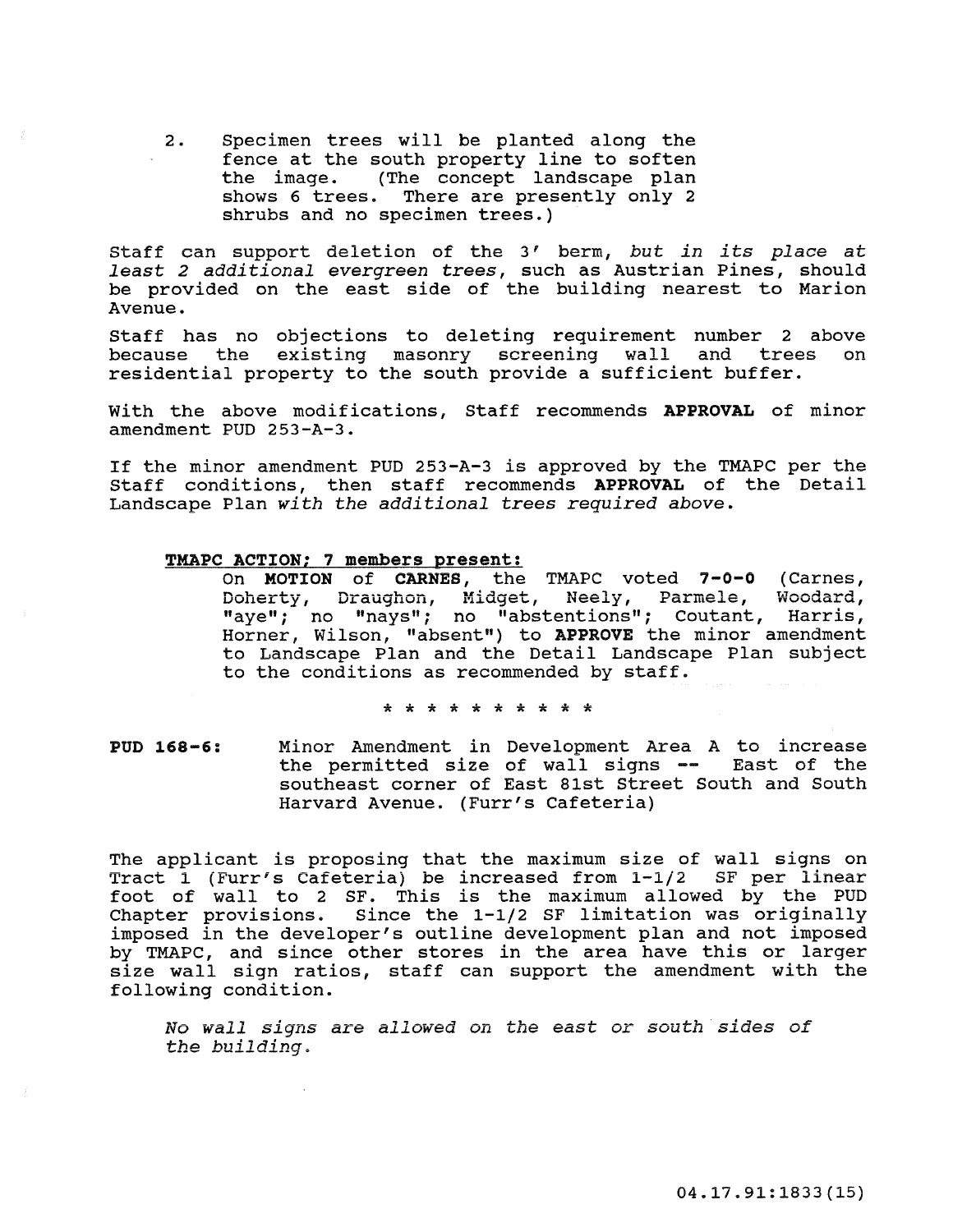2. Specimen trees will be planted along the fence at the south property line to soften the image. (The concept landscape plan shows 6 trees. There are presently only 2 shrubs and no specimen trees.)

Staff can support deletion of the 3' berm, *but in its place at least 2 additional evergreen trees*, such as Austrian Pines, should be provided on the east side of the building nearest to Marion Avenue.

Staff has no objections to deleting requirement number 2 above because the existing masonry screening wall and trees on residential property to the south provide a sufficient buffer.

With the above modifications, Staff recommends **APPROVAL** of minor amendment PUD 253-A-3.

If the minor amendment PUD 253-A-3 is approved by the TMAPC per the Staff conditions, then staff recommends **APPROVAL** of the Detail Landscape Plan *with the additional trees required above*.

**TMAPC ACTION; 7 members present:**

On **MOTION** of **CARNES**, the TMAPC voted **7-0-0** (Carnes, Doherty, Draughon, Midget, Neely, Parmele, Woodard, "aye"; no "nays"; no "abstentions"; Coutant, Harris, Horner, Wilson, "absent") to **APPROVE** the minor amendment to Landscape Plan and the Detail Landscape Plan subject to the conditions as recommended by staff.

* * * * * * * * * * *

**PUD 168-6:** Minor Amendment in Development Area A to increase the permitted size of wall signs -- East of the southeast corner of East 81st Street South and South Harvard Avenue. (Furr's Cafeteria)

The applicant is proposing that the maximum size of wall signs on Tract 1 (Furr's Cafeteria) be increased from 1-1/2 SF per linear foot of wall to 2 SF. This is the maximum allowed by the PUD Chapter provisions. Since the 1-1/2 SF limitation was originally imposed in the developer's outline development plan and not imposed by TMAPC, and since other stores in the area have this or larger size wall sign ratios, staff can support the amendment with the following condition.

*No wall signs are allowed on the east or south sides of the building.*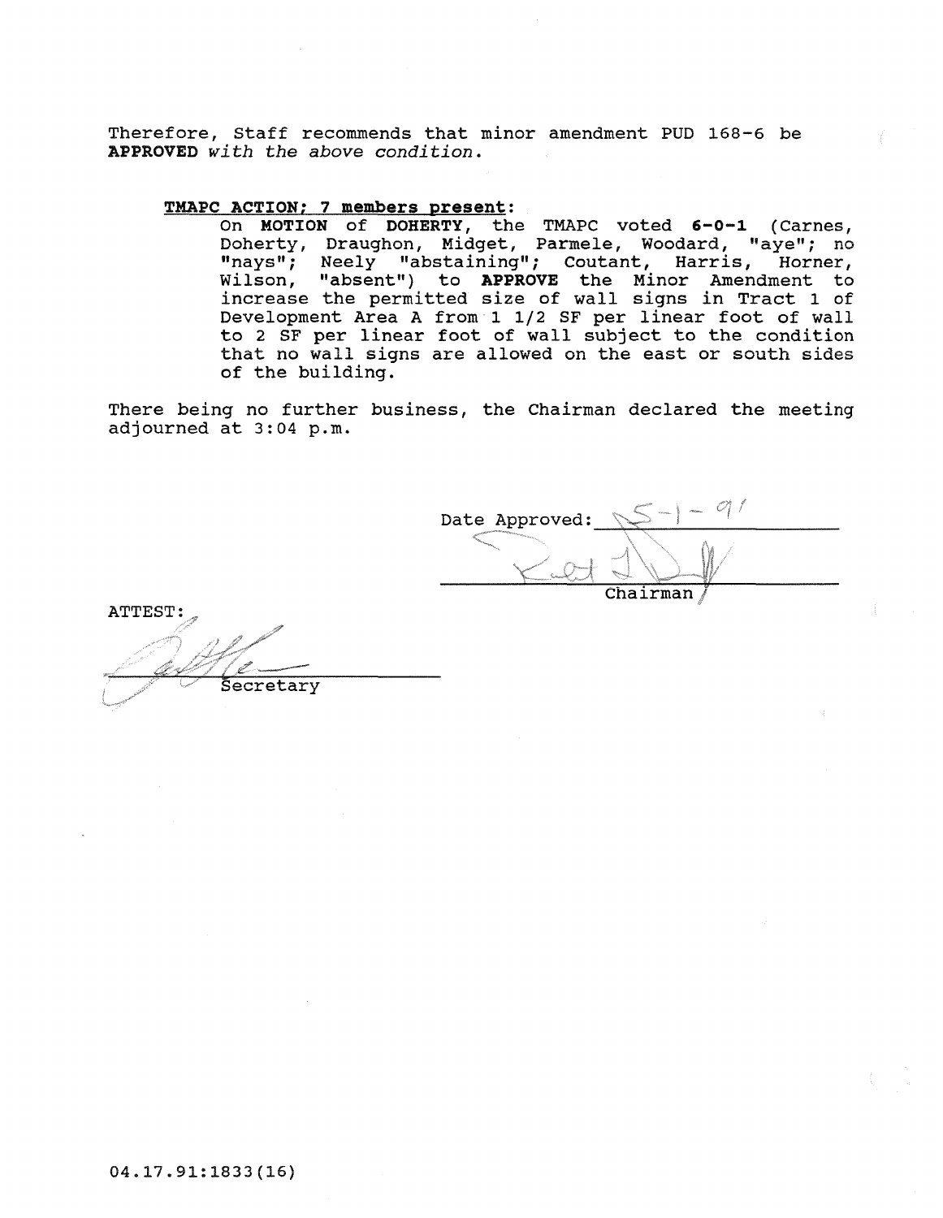Therefore, Staff recommends that minor amendment PUD 168-6 be **APPROVED** *with the above condition.*

**TMAPC ACTION; 7 members present:**

On **MOTION** of **DOHERTY**, the TMAPC voted **6-0-1** (Carnes, Doherty, Draughon, Midget, Parmele, Woodard, "aye"; no "nays"; Neely "abstaining"; Coutant, Harris, Horner, Wilson, "absent") to **APPROVE** the Minor Amendment to increase the permitted size of wall signs in Tract 1 of Development Area A from 1 1/2 SF per linear foot of wall to 2 SF per linear foot of wall subject to the condition that no wall signs are allowed on the east or south sides of the building.

There being no further business, the Chairman declared the meeting adjourned at 3:04 p.m.

Date Approved: 5-1-91

Chairman

ATTEST:

Secretary

04.17.91:1833(16)